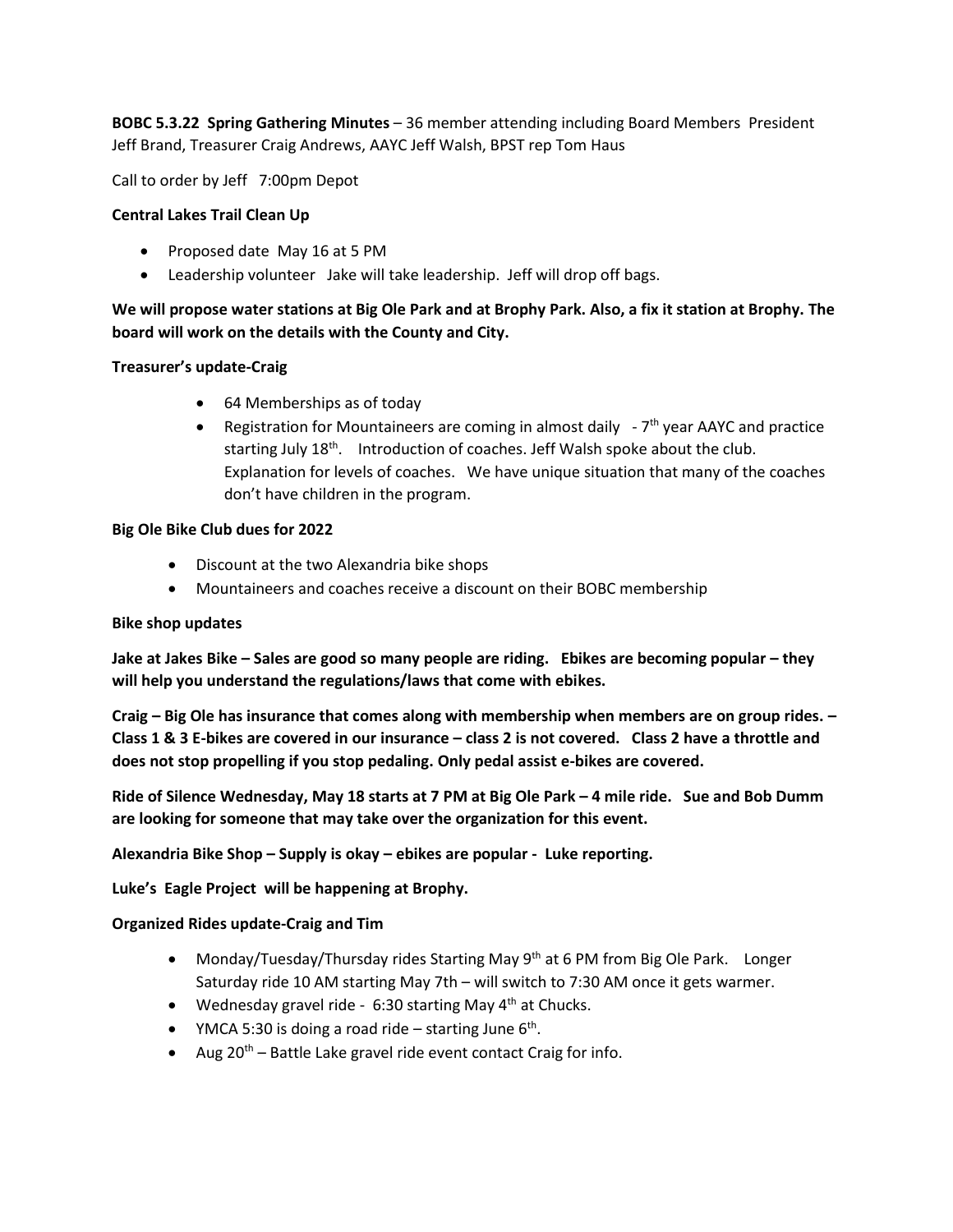**BOBC 5.3.22 Spring Gathering Minutes** – 36 member attending including Board Members President Jeff Brand, Treasurer Craig Andrews, AAYC Jeff Walsh, BPST rep Tom Haus

Call to order by Jeff 7:00pm Depot

**Central Lakes Trail Clean Up**

- Proposed date May 16 at 5 PM
- Leadership volunteer Jake will take leadership. Jeff will drop off bags.

**We will propose water stations at Big Ole Park and at Brophy Park. Also, a fix it station at Brophy. The board will work on the details with the County and City.**

**Treasurer's update-Craig**

- 64 Memberships as of today
- Registration for Mountaineers are coming in almost daily - 7th year AAYC and practice starting July 18th. Introduction of coaches. Jeff Walsh spoke about the club. Explanation for levels of coaches. We have unique situation that many of the coaches don't have children in the program.

**Big Ole Bike Club dues for 2022**

- Discount at the two Alexandria bike shops
- Mountaineers and coaches receive a discount on their BOBC membership

**Bike shop updates**

**Jake at Jakes Bike – Sales are good so many people are riding. Ebikes are becoming popular – they will help you understand the regulations/laws that come with ebikes.**

**Craig – Big Ole has insurance that comes along with membership when members are on group rides. – Class 1 & 3 E-bikes are covered in our insurance – class 2 is not covered. Class 2 have a throttle and does not stop propelling if you stop pedaling. Only pedal assist e-bikes are covered.**

**Ride of Silence Wednesday, May 18 starts at 7 PM at Big Ole Park – 4 mile ride. Sue and Bob Dumm are looking for someone that may take over the organization for this event.**

**Alexandria Bike Shop – Supply is okay – ebikes are popular - Luke reporting.**

**Luke's Eagle Project will be happening at Brophy.**

**Organized Rides update-Craig and Tim**

- Monday/Tuesday/Thursday rides Starting May 9th at 6 PM from Big Ole Park. Longer Saturday ride 10 AM starting May 7th – will switch to 7:30 AM once it gets warmer.
- Wednesday gravel ride - 6:30 starting May 4th at Chucks.
- YMCA 5:30 is doing a road ride – starting June 6th.
- Aug 20th – Battle Lake gravel ride event contact Craig for info.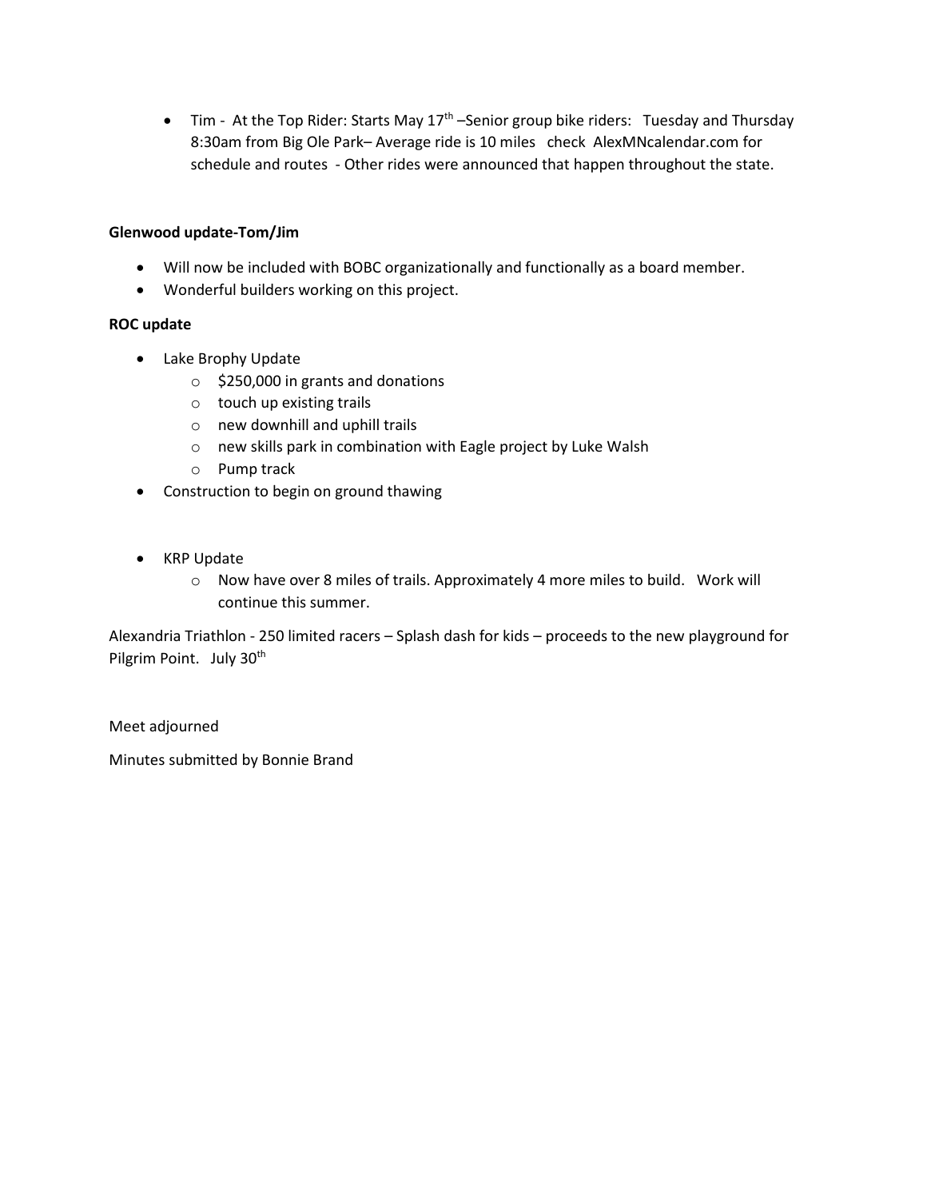- Tim - At the Top Rider: Starts May 17th –Senior group bike riders: Tuesday and Thursday 8:30am from Big Ole Park– Average ride is 10 miles check AlexMNcalendar.com for schedule and routes - Other rides were announced that happen throughout the state.

**Glenwood update-Tom/Jim**

- Will now be included with BOBC organizationally and functionally as a board member.
- Wonderful builders working on this project.

**ROC update**

- Lake Brophy Update
  - $250,000 in grants and donations
  - touch up existing trails
  - new downhill and uphill trails
  - new skills park in combination with Eagle project by Luke Walsh
  - Pump track
- Construction to begin on ground thawing

- KRP Update
  - Now have over 8 miles of trails. Approximately 4 more miles to build. Work will continue this summer.

Alexandria Triathlon - 250 limited racers – Splash dash for kids – proceeds to the new playground for Pilgrim Point. July 30th

Meet adjourned

Minutes submitted by Bonnie Brand